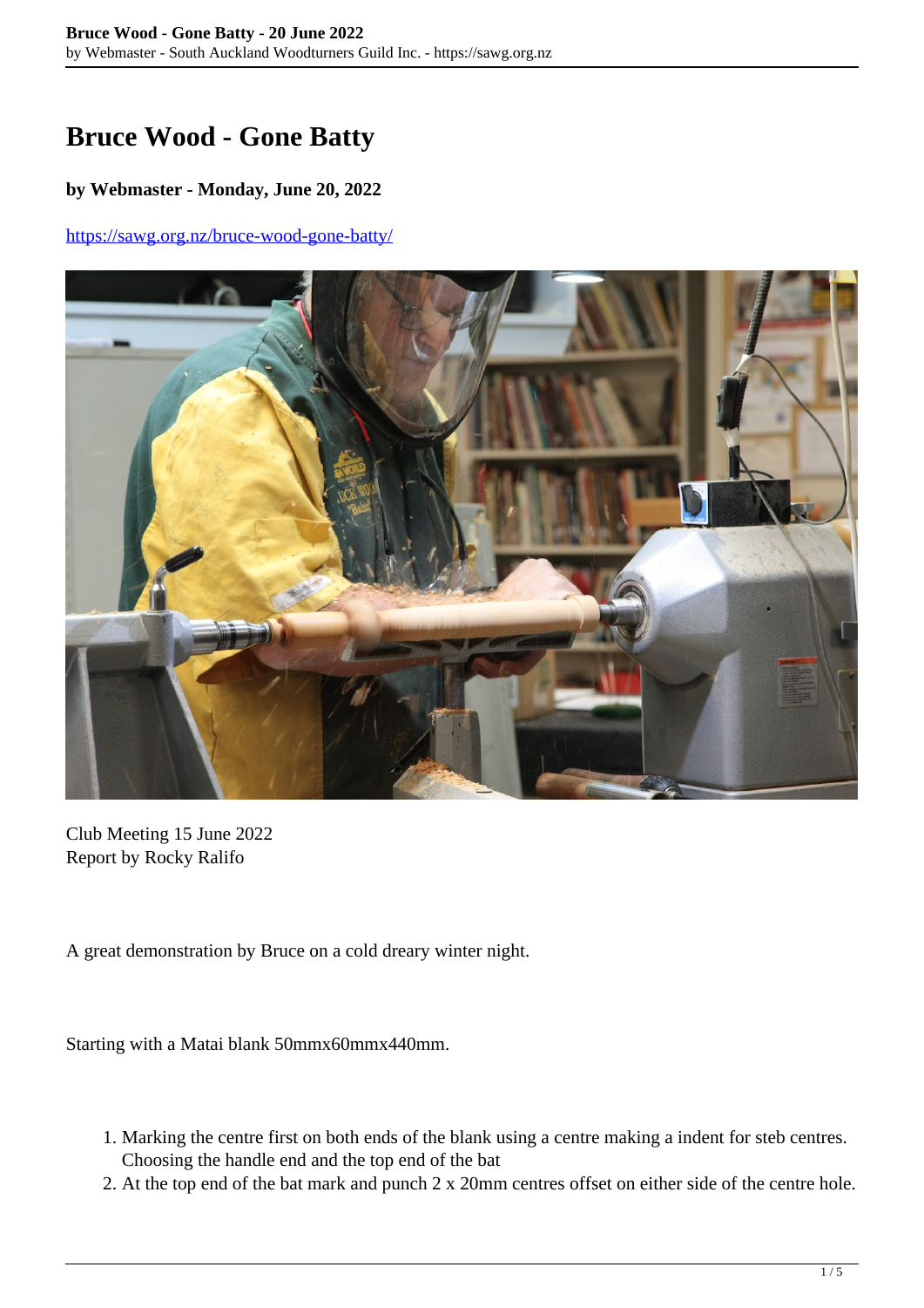# Bruce Wood - Gone Batty

**by Webmaster - Monday, June 20, 2022**

https://sawg.org.nz/bruce-wood-gone-batty/

Club Meeting 15 June 2022
Report by Rocky Ralifo

A great demonstration by Bruce on a cold dreary winter night.

Starting with a Matai blank 50mmx60mmx440mm.

1. Marking the centre first on both ends of the blank using a centre making a indent for steb centres. Choosing the handle end and the top end of the bat
2. At the top end of the bat mark and punch 2 x 20mm centres offset on either side of the centre hole.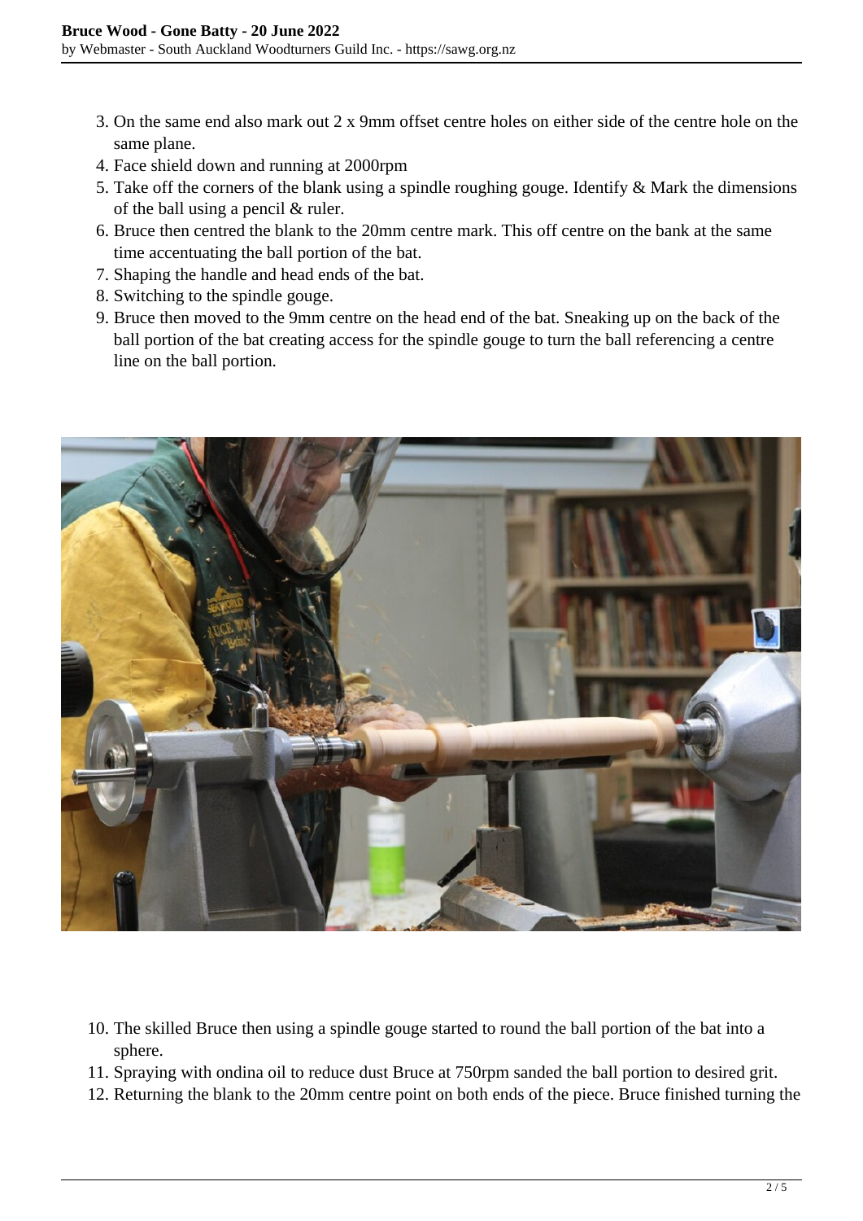3. On the same end also mark out 2 x 9mm offset centre holes on either side of the centre hole on the same plane.
4. Face shield down and running at 2000rpm
5. Take off the corners of the blank using a spindle roughing gouge. Identify & Mark the dimensions of the ball using a pencil & ruler.
6. Bruce then centred the blank to the 20mm centre mark. This off centre on the bank at the same time accentuating the ball portion of the bat.
7. Shaping the handle and head ends of the bat.
8. Switching to the spindle gouge.
9. Bruce then moved to the 9mm centre on the head end of the bat. Sneaking up on the back of the ball portion of the bat creating access for the spindle gouge to turn the ball referencing a centre line on the ball portion.

10. The skilled Bruce then using a spindle gouge started to round the ball portion of the bat into a sphere.
11. Spraying with ondina oil to reduce dust Bruce at 750rpm sanded the ball portion to desired grit.
12. Returning the blank to the 20mm centre point on both ends of the piece. Bruce finished turning the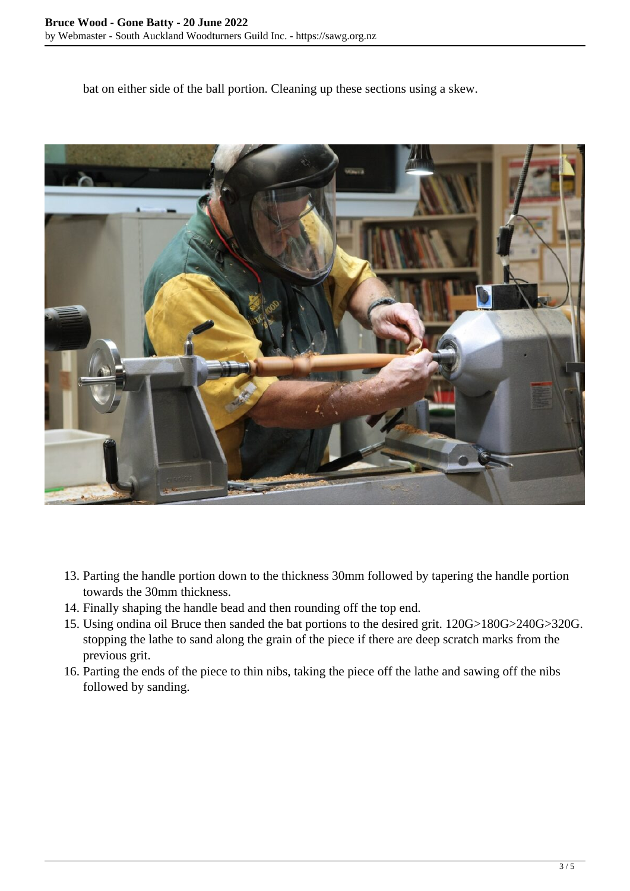bat on either side of the ball portion. Cleaning up these sections using a skew.

13. Parting the handle portion down to the thickness 30mm followed by tapering the handle portion towards the 30mm thickness.
14. Finally shaping the handle bead and then rounding off the top end.
15. Using ondina oil Bruce then sanded the bat portions to the desired grit. 120G>180G>240G>320G. stopping the lathe to sand along the grain of the piece if there are deep scratch marks from the previous grit.
16. Parting the ends of the piece to thin nibs, taking the piece off the lathe and sawing off the nibs followed by sanding.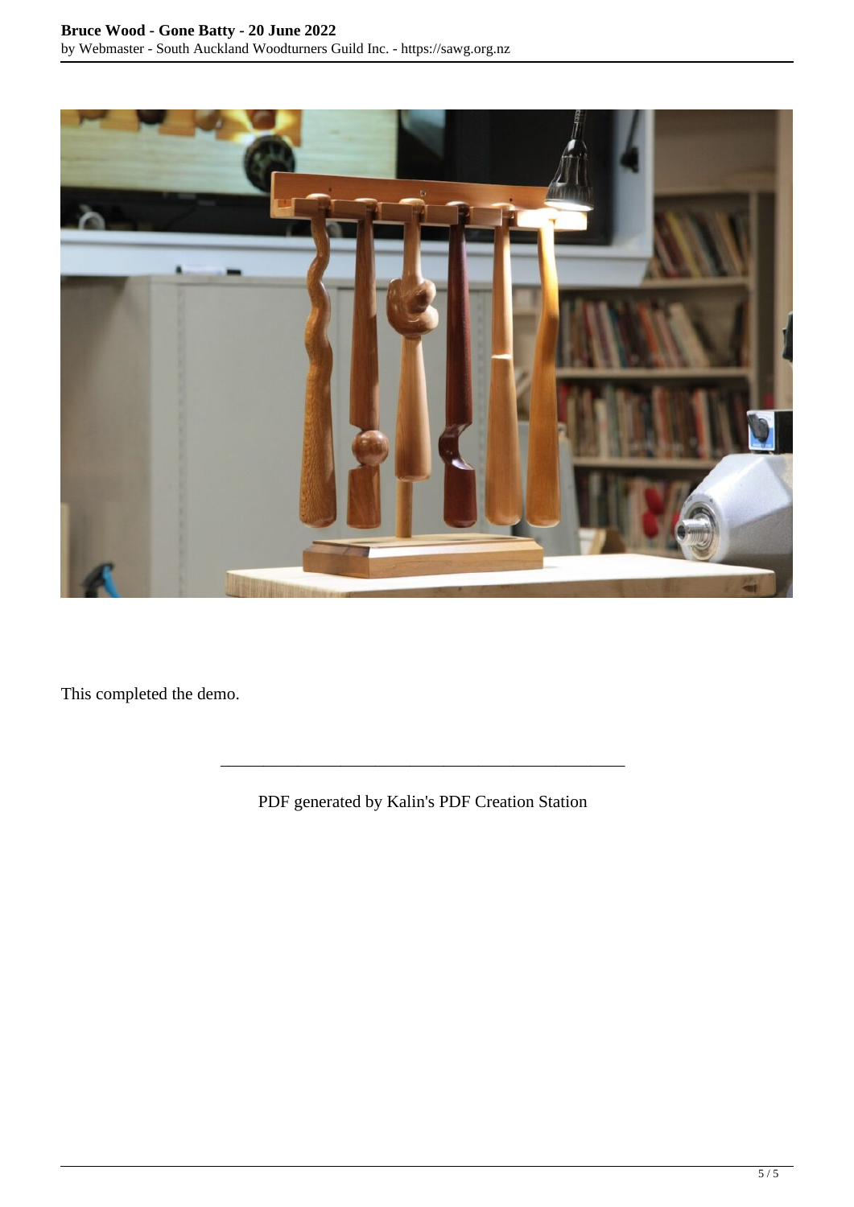This completed the demo.

PDF generated by Kalin's PDF Creation Station